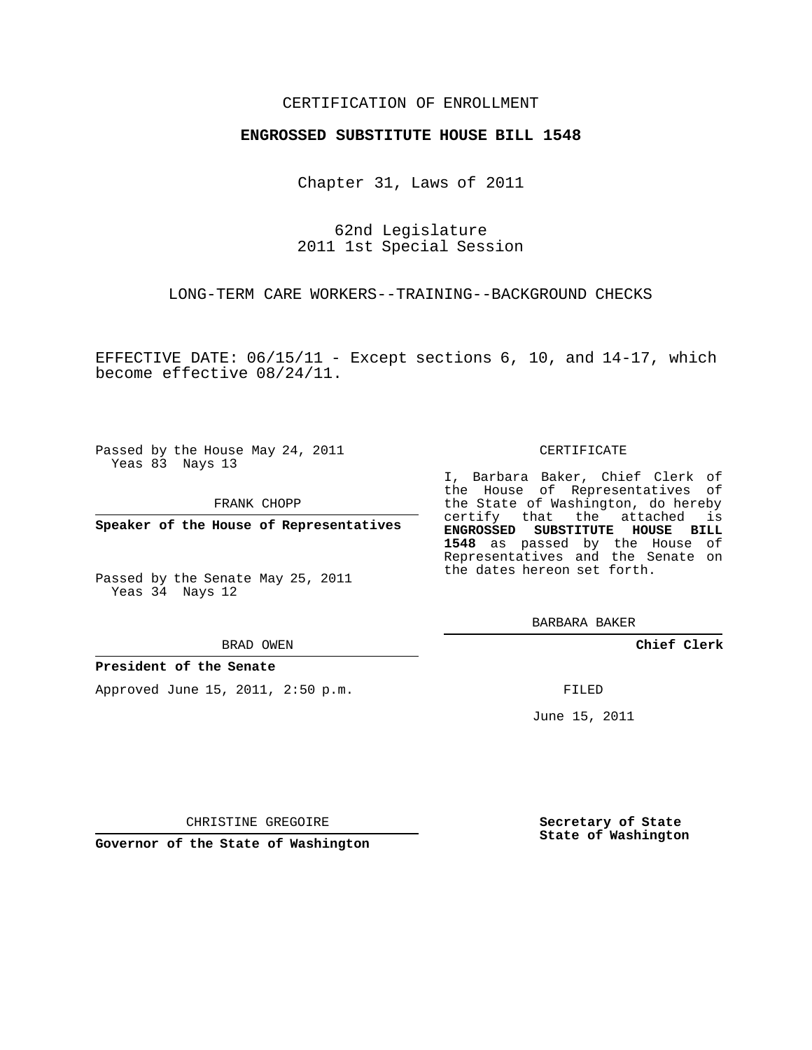CERTIFICATION OF ENROLLMENT

**ENGROSSED SUBSTITUTE HOUSE BILL 1548**

Chapter 31, Laws of 2011

62nd Legislature
2011 1st Special Session

LONG-TERM CARE WORKERS--TRAINING--BACKGROUND CHECKS

EFFECTIVE DATE: 06/15/11 - Except sections 6, 10, and 14-17, which become effective 08/24/11.

Passed by the House May 24, 2011
Yeas 83 Nays 13

FRANK CHOPP

**Speaker of the House of Representatives**

Passed by the Senate May 25, 2011
Yeas 34 Nays 12

BRAD OWEN

**President of the Senate**

Approved June 15, 2011, 2:50 p.m.

CHRISTINE GREGOIRE

**Governor of the State of Washington**

CERTIFICATE

I, Barbara Baker, Chief Clerk of the House of Representatives of the State of Washington, do hereby certify that the attached is **ENGROSSED SUBSTITUTE HOUSE BILL 1548** as passed by the House of Representatives and the Senate on the dates hereon set forth.

BARBARA BAKER

**Chief Clerk**

FILED

June 15, 2011

**Secretary of State**
**State of Washington**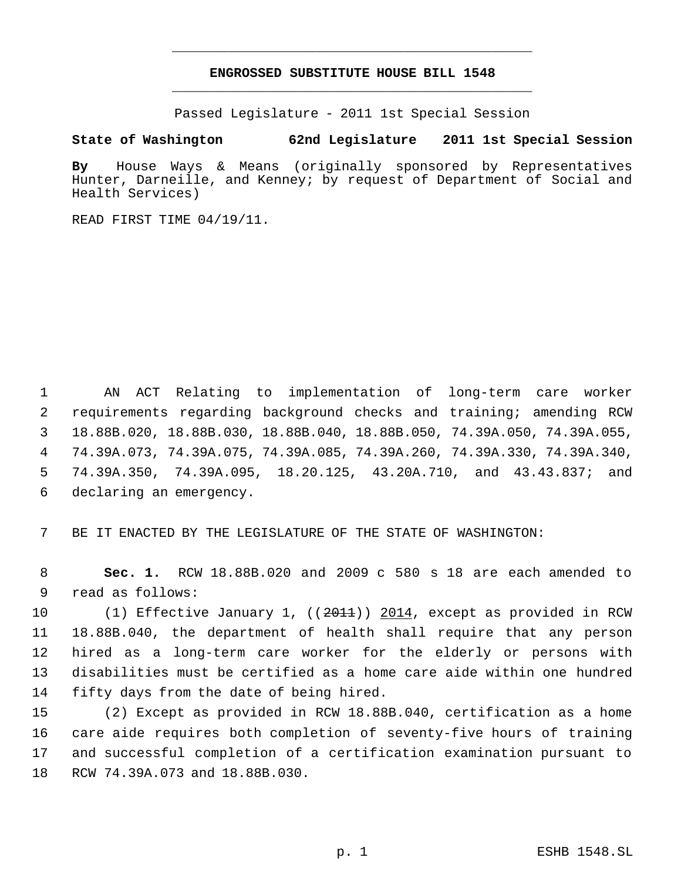## ENGROSSED SUBSTITUTE HOUSE BILL 1548

Passed Legislature - 2011 1st Special Session

**State of Washington 62nd Legislature 2011 1st Special Session**

**By** House Ways & Means (originally sponsored by Representatives Hunter, Darneille, and Kenney; by request of Department of Social and Health Services)

READ FIRST TIME 04/19/11.

AN ACT Relating to implementation of long-term care worker requirements regarding background checks and training; amending RCW 18.88B.020, 18.88B.030, 18.88B.040, 18.88B.050, 74.39A.050, 74.39A.055, 74.39A.073, 74.39A.075, 74.39A.085, 74.39A.260, 74.39A.330, 74.39A.340, 74.39A.350, 74.39A.095, 18.20.125, 43.20A.710, and 43.43.837; and declaring an emergency.

BE IT ENACTED BY THE LEGISLATURE OF THE STATE OF WASHINGTON:

**Sec. 1.** RCW 18.88B.020 and 2009 c 580 s 18 are each amended to read as follows:

(1) Effective January 1, ((~~2011~~)) 2014, except as provided in RCW 18.88B.040, the department of health shall require that any person hired as a long-term care worker for the elderly or persons with disabilities must be certified as a home care aide within one hundred fifty days from the date of being hired.

(2) Except as provided in RCW 18.88B.040, certification as a home care aide requires both completion of seventy-five hours of training and successful completion of a certification examination pursuant to RCW 74.39A.073 and 18.88B.030.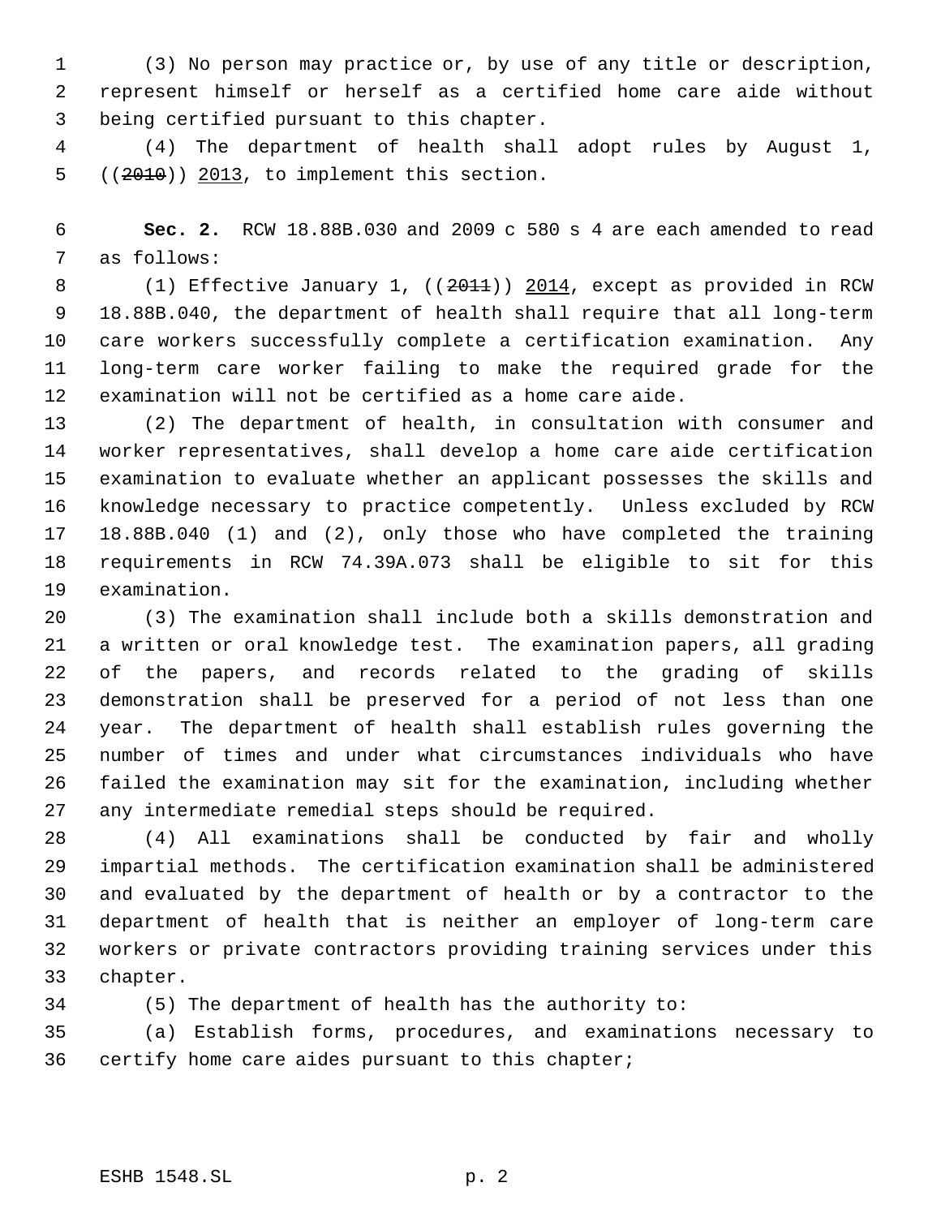(3) No person may practice or, by use of any title or description, represent himself or herself as a certified home care aide without being certified pursuant to this chapter.

(4) The department of health shall adopt rules by August 1, ((~~2010~~)) 2013, to implement this section.

**Sec. 2.** RCW 18.88B.030 and 2009 c 580 s 4 are each amended to read as follows:

(1) Effective January 1, ((~~2011~~)) 2014, except as provided in RCW 18.88B.040, the department of health shall require that all long-term care workers successfully complete a certification examination. Any long-term care worker failing to make the required grade for the examination will not be certified as a home care aide.

(2) The department of health, in consultation with consumer and worker representatives, shall develop a home care aide certification examination to evaluate whether an applicant possesses the skills and knowledge necessary to practice competently. Unless excluded by RCW 18.88B.040 (1) and (2), only those who have completed the training requirements in RCW 74.39A.073 shall be eligible to sit for this examination.

(3) The examination shall include both a skills demonstration and a written or oral knowledge test. The examination papers, all grading of the papers, and records related to the grading of skills demonstration shall be preserved for a period of not less than one year. The department of health shall establish rules governing the number of times and under what circumstances individuals who have failed the examination may sit for the examination, including whether any intermediate remedial steps should be required.

(4) All examinations shall be conducted by fair and wholly impartial methods. The certification examination shall be administered and evaluated by the department of health or by a contractor to the department of health that is neither an employer of long-term care workers or private contractors providing training services under this chapter.

(5) The department of health has the authority to:

(a) Establish forms, procedures, and examinations necessary to certify home care aides pursuant to this chapter;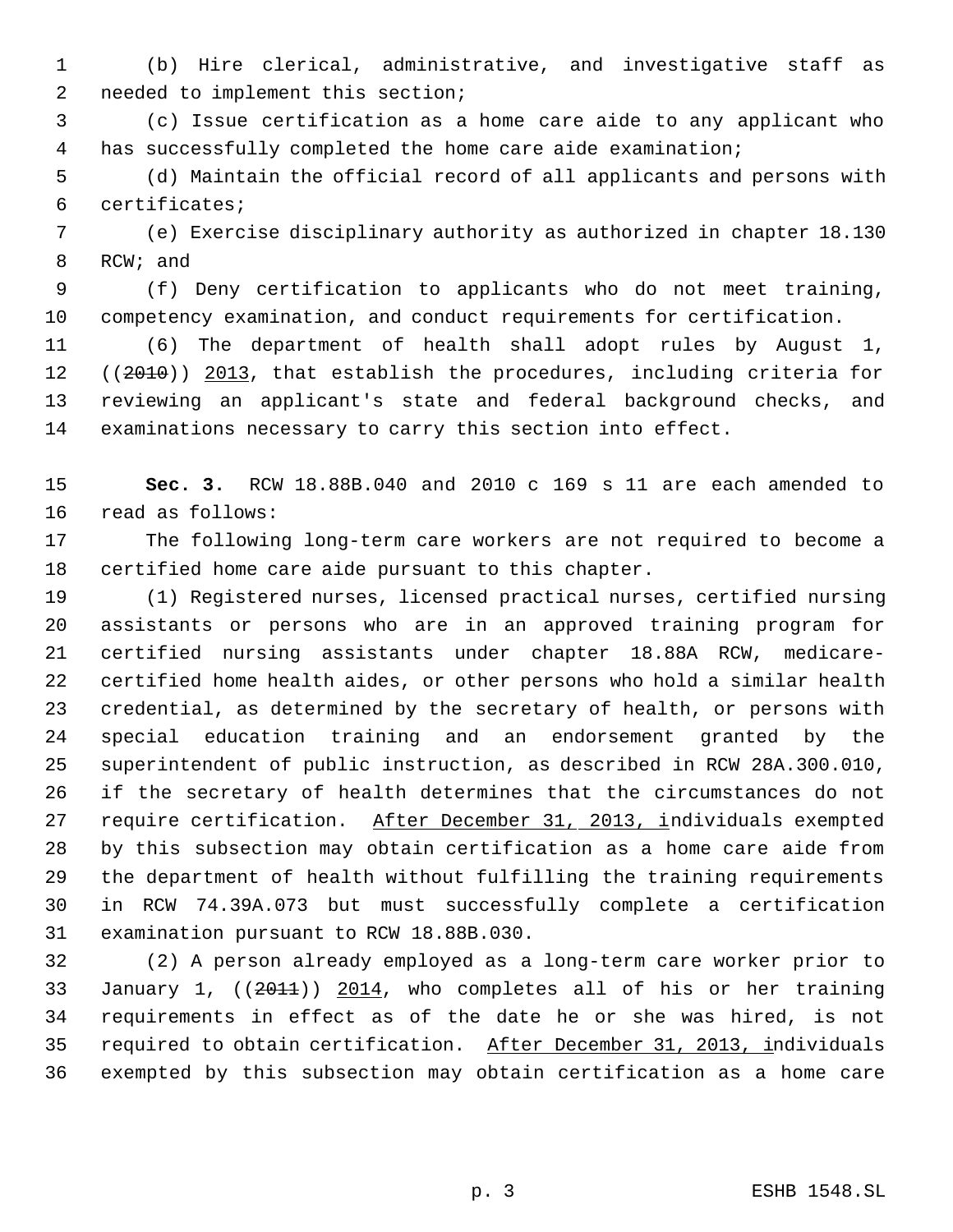(b) Hire clerical, administrative, and investigative staff as needed to implement this section;

(c) Issue certification as a home care aide to any applicant who has successfully completed the home care aide examination;

(d) Maintain the official record of all applicants and persons with certificates;

(e) Exercise disciplinary authority as authorized in chapter 18.130 RCW; and

(f) Deny certification to applicants who do not meet training, competency examination, and conduct requirements for certification.

(6) The department of health shall adopt rules by August 1, ((~~2010~~)) 2013, that establish the procedures, including criteria for reviewing an applicant's state and federal background checks, and examinations necessary to carry this section into effect.

**Sec. 3.** RCW 18.88B.040 and 2010 c 169 s 11 are each amended to read as follows:

The following long-term care workers are not required to become a certified home care aide pursuant to this chapter.

(1) Registered nurses, licensed practical nurses, certified nursing assistants or persons who are in an approved training program for certified nursing assistants under chapter 18.88A RCW, medicare-certified home health aides, or other persons who hold a similar health credential, as determined by the secretary of health, or persons with special education training and an endorsement granted by the superintendent of public instruction, as described in RCW 28A.300.010, if the secretary of health determines that the circumstances do not require certification. After December 31, 2013, individuals exempted by this subsection may obtain certification as a home care aide from the department of health without fulfilling the training requirements in RCW 74.39A.073 but must successfully complete a certification examination pursuant to RCW 18.88B.030.

(2) A person already employed as a long-term care worker prior to January 1, ((~~2011~~)) 2014, who completes all of his or her training requirements in effect as of the date he or she was hired, is not required to obtain certification. After December 31, 2013, individuals exempted by this subsection may obtain certification as a home care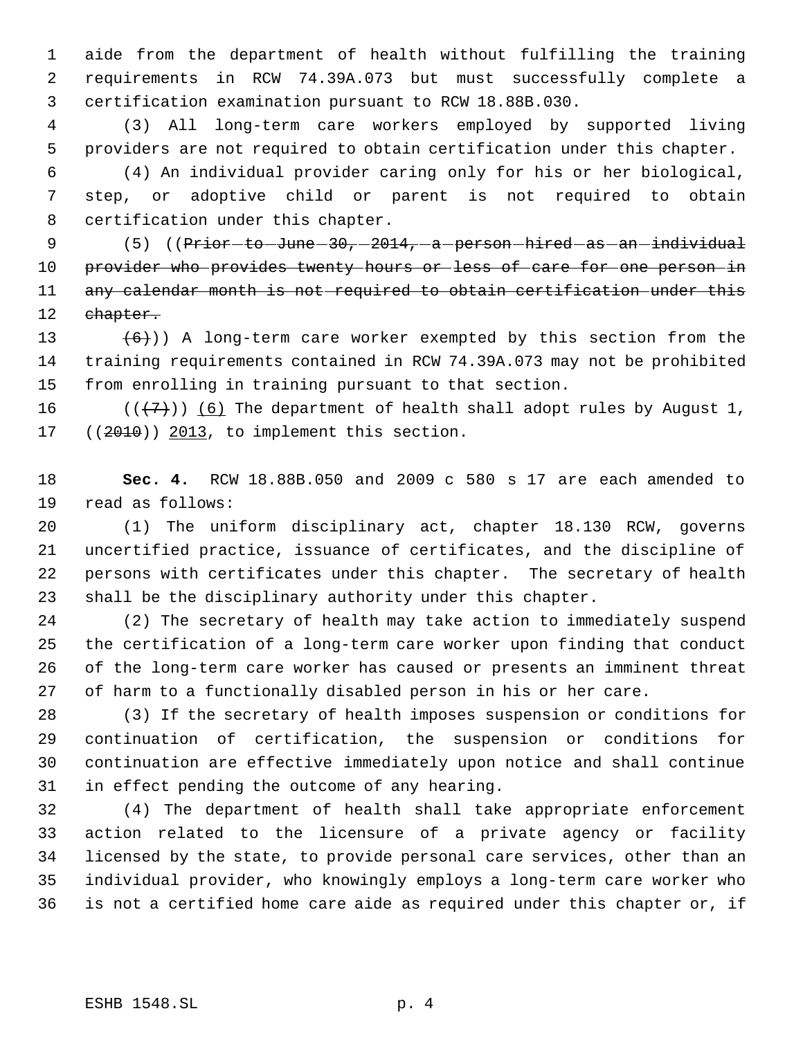aide from the department of health without fulfilling the training requirements in RCW 74.39A.073 but must successfully complete a certification examination pursuant to RCW 18.88B.030.

(3) All long-term care workers employed by supported living providers are not required to obtain certification under this chapter.

(4) An individual provider caring only for his or her biological, step, or adoptive child or parent is not required to obtain certification under this chapter.

(5) ((~~Prior to June 30, 2014, a person hired as an individual provider who provides twenty hours or less of care for one person in any calendar month is not required to obtain certification under this chapter.~~

~~(6)~~)) A long-term care worker exempted by this section from the training requirements contained in RCW 74.39A.073 may not be prohibited from enrolling in training pursuant to that section.

((~~(7)~~)) <u>(6)</u> The department of health shall adopt rules by August 1, ((~~2010~~)) <u>2013</u>, to implement this section.

**Sec. 4.** RCW 18.88B.050 and 2009 c 580 s 17 are each amended to read as follows:

(1) The uniform disciplinary act, chapter 18.130 RCW, governs uncertified practice, issuance of certificates, and the discipline of persons with certificates under this chapter. The secretary of health shall be the disciplinary authority under this chapter.

(2) The secretary of health may take action to immediately suspend the certification of a long-term care worker upon finding that conduct of the long-term care worker has caused or presents an imminent threat of harm to a functionally disabled person in his or her care.

(3) If the secretary of health imposes suspension or conditions for continuation of certification, the suspension or conditions for continuation are effective immediately upon notice and shall continue in effect pending the outcome of any hearing.

(4) The department of health shall take appropriate enforcement action related to the licensure of a private agency or facility licensed by the state, to provide personal care services, other than an individual provider, who knowingly employs a long-term care worker who is not a certified home care aide as required under this chapter or, if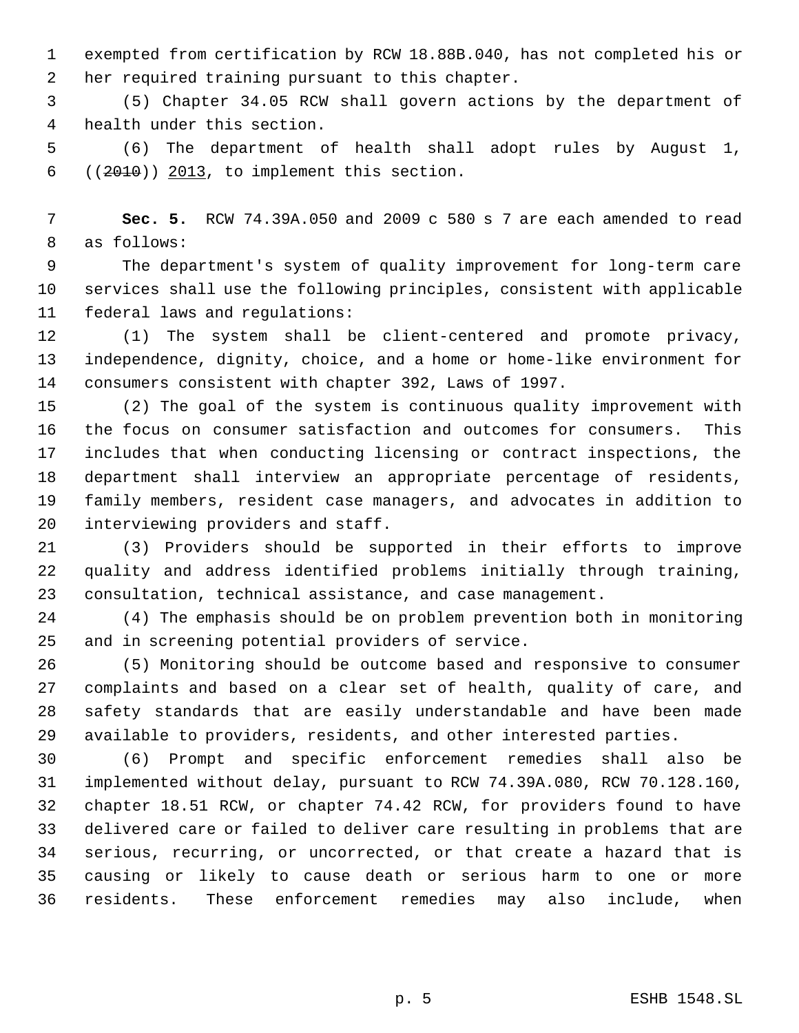exempted from certification by RCW 18.88B.040, has not completed his or her required training pursuant to this chapter.

(5) Chapter 34.05 RCW shall govern actions by the department of health under this section.

(6) The department of health shall adopt rules by August 1, ((~~2010~~)) 2013, to implement this section.

**Sec. 5.** RCW 74.39A.050 and 2009 c 580 s 7 are each amended to read as follows:

The department's system of quality improvement for long-term care services shall use the following principles, consistent with applicable federal laws and regulations:

(1) The system shall be client-centered and promote privacy, independence, dignity, choice, and a home or home-like environment for consumers consistent with chapter 392, Laws of 1997.

(2) The goal of the system is continuous quality improvement with the focus on consumer satisfaction and outcomes for consumers. This includes that when conducting licensing or contract inspections, the department shall interview an appropriate percentage of residents, family members, resident case managers, and advocates in addition to interviewing providers and staff.

(3) Providers should be supported in their efforts to improve quality and address identified problems initially through training, consultation, technical assistance, and case management.

(4) The emphasis should be on problem prevention both in monitoring and in screening potential providers of service.

(5) Monitoring should be outcome based and responsive to consumer complaints and based on a clear set of health, quality of care, and safety standards that are easily understandable and have been made available to providers, residents, and other interested parties.

(6) Prompt and specific enforcement remedies shall also be implemented without delay, pursuant to RCW 74.39A.080, RCW 70.128.160, chapter 18.51 RCW, or chapter 74.42 RCW, for providers found to have delivered care or failed to deliver care resulting in problems that are serious, recurring, or uncorrected, or that create a hazard that is causing or likely to cause death or serious harm to one or more residents. These enforcement remedies may also include, when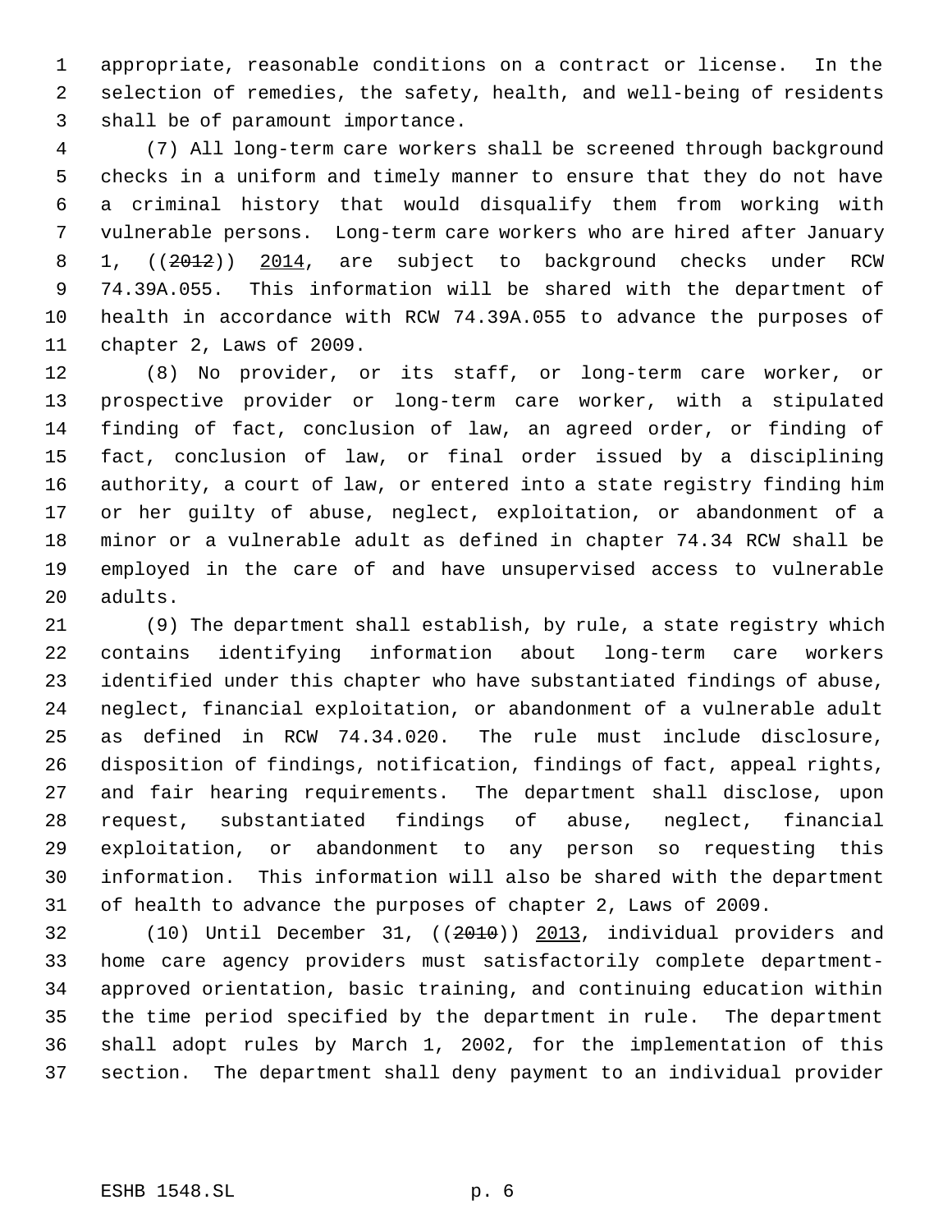appropriate, reasonable conditions on a contract or license. In the selection of remedies, the safety, health, and well-being of residents shall be of paramount importance.

(7) All long-term care workers shall be screened through background checks in a uniform and timely manner to ensure that they do not have a criminal history that would disqualify them from working with vulnerable persons. Long-term care workers who are hired after January 1, ((~~2012~~)) 2014, are subject to background checks under RCW 74.39A.055. This information will be shared with the department of health in accordance with RCW 74.39A.055 to advance the purposes of chapter 2, Laws of 2009.

(8) No provider, or its staff, or long-term care worker, or prospective provider or long-term care worker, with a stipulated finding of fact, conclusion of law, an agreed order, or finding of fact, conclusion of law, or final order issued by a disciplining authority, a court of law, or entered into a state registry finding him or her guilty of abuse, neglect, exploitation, or abandonment of a minor or a vulnerable adult as defined in chapter 74.34 RCW shall be employed in the care of and have unsupervised access to vulnerable adults.

(9) The department shall establish, by rule, a state registry which contains identifying information about long-term care workers identified under this chapter who have substantiated findings of abuse, neglect, financial exploitation, or abandonment of a vulnerable adult as defined in RCW 74.34.020. The rule must include disclosure, disposition of findings, notification, findings of fact, appeal rights, and fair hearing requirements. The department shall disclose, upon request, substantiated findings of abuse, neglect, financial exploitation, or abandonment to any person so requesting this information. This information will also be shared with the department of health to advance the purposes of chapter 2, Laws of 2009.

(10) Until December 31, ((~~2010~~)) 2013, individual providers and home care agency providers must satisfactorily complete department-approved orientation, basic training, and continuing education within the time period specified by the department in rule. The department shall adopt rules by March 1, 2002, for the implementation of this section. The department shall deny payment to an individual provider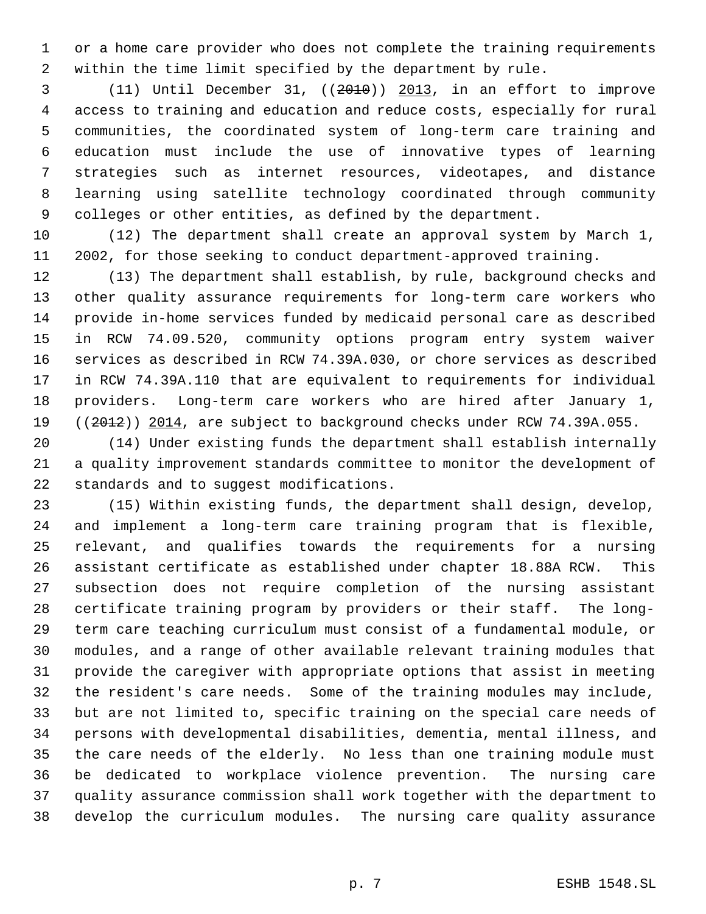or a home care provider who does not complete the training requirements within the time limit specified by the department by rule.

(11) Until December 31, ((~~2010~~)) <u>2013</u>, in an effort to improve access to training and education and reduce costs, especially for rural communities, the coordinated system of long-term care training and education must include the use of innovative types of learning strategies such as internet resources, videotapes, and distance learning using satellite technology coordinated through community colleges or other entities, as defined by the department.

(12) The department shall create an approval system by March 1, 2002, for those seeking to conduct department-approved training.

(13) The department shall establish, by rule, background checks and other quality assurance requirements for long-term care workers who provide in-home services funded by medicaid personal care as described in RCW 74.09.520, community options program entry system waiver services as described in RCW 74.39A.030, or chore services as described in RCW 74.39A.110 that are equivalent to requirements for individual providers. Long-term care workers who are hired after January 1, ((~~2012~~)) <u>2014</u>, are subject to background checks under RCW 74.39A.055.

(14) Under existing funds the department shall establish internally a quality improvement standards committee to monitor the development of standards and to suggest modifications.

(15) Within existing funds, the department shall design, develop, and implement a long-term care training program that is flexible, relevant, and qualifies towards the requirements for a nursing assistant certificate as established under chapter 18.88A RCW. This subsection does not require completion of the nursing assistant certificate training program by providers or their staff. The long-term care teaching curriculum must consist of a fundamental module, or modules, and a range of other available relevant training modules that provide the caregiver with appropriate options that assist in meeting the resident's care needs. Some of the training modules may include, but are not limited to, specific training on the special care needs of persons with developmental disabilities, dementia, mental illness, and the care needs of the elderly. No less than one training module must be dedicated to workplace violence prevention. The nursing care quality assurance commission shall work together with the department to develop the curriculum modules. The nursing care quality assurance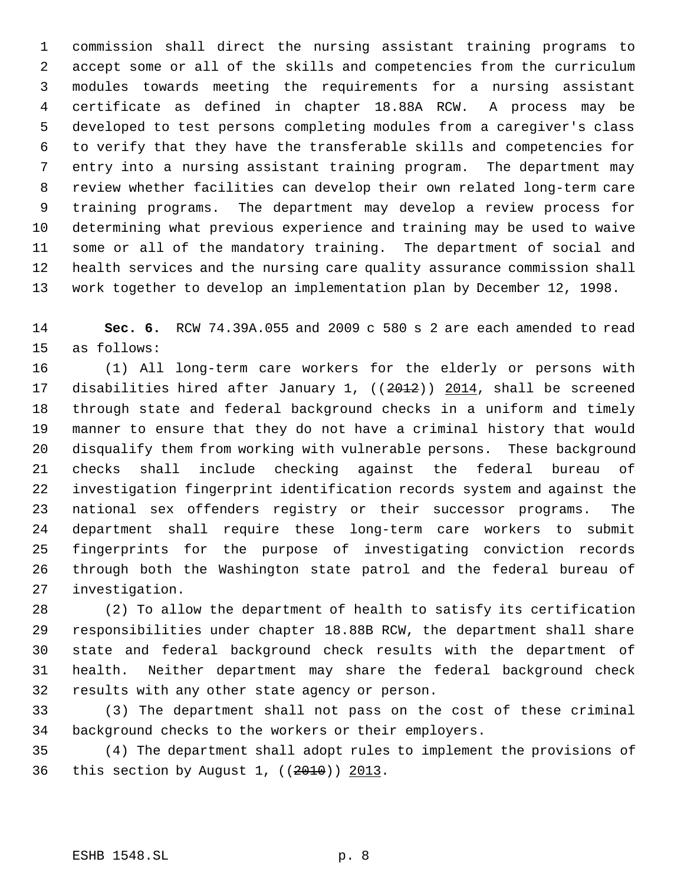commission shall direct the nursing assistant training programs to accept some or all of the skills and competencies from the curriculum modules towards meeting the requirements for a nursing assistant certificate as defined in chapter 18.88A RCW. A process may be developed to test persons completing modules from a caregiver's class to verify that they have the transferable skills and competencies for entry into a nursing assistant training program. The department may review whether facilities can develop their own related long-term care training programs. The department may develop a review process for determining what previous experience and training may be used to waive some or all of the mandatory training. The department of social and health services and the nursing care quality assurance commission shall work together to develop an implementation plan by December 12, 1998.

**Sec. 6.** RCW 74.39A.055 and 2009 c 580 s 2 are each amended to read as follows:

(1) All long-term care workers for the elderly or persons with disabilities hired after January 1, ((~~2012~~)) 2014, shall be screened through state and federal background checks in a uniform and timely manner to ensure that they do not have a criminal history that would disqualify them from working with vulnerable persons. These background checks shall include checking against the federal bureau of investigation fingerprint identification records system and against the national sex offenders registry or their successor programs. The department shall require these long-term care workers to submit fingerprints for the purpose of investigating conviction records through both the Washington state patrol and the federal bureau of investigation.

(2) To allow the department of health to satisfy its certification responsibilities under chapter 18.88B RCW, the department shall share state and federal background check results with the department of health. Neither department may share the federal background check results with any other state agency or person.

(3) The department shall not pass on the cost of these criminal background checks to the workers or their employers.

(4) The department shall adopt rules to implement the provisions of this section by August 1, ((~~2010~~)) 2013.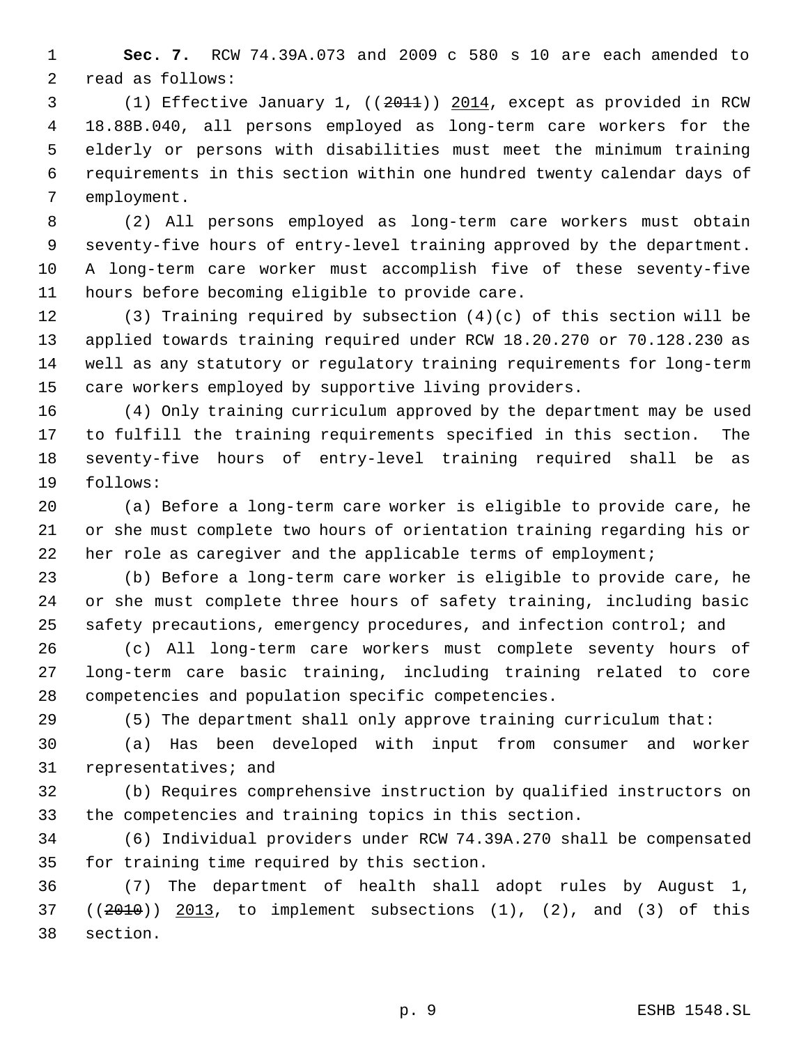**Sec. 7.** RCW 74.39A.073 and 2009 c 580 s 10 are each amended to read as follows:

(1) Effective January 1, ((~~2011~~)) 2014, except as provided in RCW 18.88B.040, all persons employed as long-term care workers for the elderly or persons with disabilities must meet the minimum training requirements in this section within one hundred twenty calendar days of employment.

(2) All persons employed as long-term care workers must obtain seventy-five hours of entry-level training approved by the department. A long-term care worker must accomplish five of these seventy-five hours before becoming eligible to provide care.

(3) Training required by subsection (4)(c) of this section will be applied towards training required under RCW 18.20.270 or 70.128.230 as well as any statutory or regulatory training requirements for long-term care workers employed by supportive living providers.

(4) Only training curriculum approved by the department may be used to fulfill the training requirements specified in this section. The seventy-five hours of entry-level training required shall be as follows:

(a) Before a long-term care worker is eligible to provide care, he or she must complete two hours of orientation training regarding his or her role as caregiver and the applicable terms of employment;

(b) Before a long-term care worker is eligible to provide care, he or she must complete three hours of safety training, including basic safety precautions, emergency procedures, and infection control; and

(c) All long-term care workers must complete seventy hours of long-term care basic training, including training related to core competencies and population specific competencies.

(5) The department shall only approve training curriculum that:

(a) Has been developed with input from consumer and worker representatives; and

(b) Requires comprehensive instruction by qualified instructors on the competencies and training topics in this section.

(6) Individual providers under RCW 74.39A.270 shall be compensated for training time required by this section.

(7) The department of health shall adopt rules by August 1, ((~~2010~~)) 2013, to implement subsections (1), (2), and (3) of this section.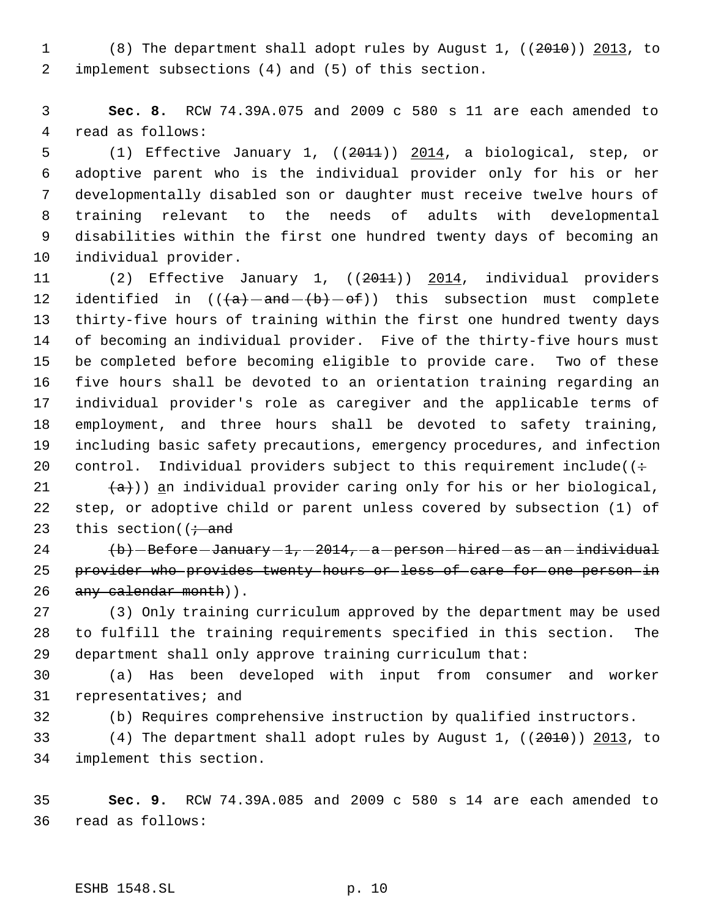(8) The department shall adopt rules by August 1, ((~~2010~~)) 2013, to implement subsections (4) and (5) of this section.

**Sec. 8.** RCW 74.39A.075 and 2009 c 580 s 11 are each amended to read as follows:

(1) Effective January 1, ((~~2011~~)) 2014, a biological, step, or adoptive parent who is the individual provider only for his or her developmentally disabled son or daughter must receive twelve hours of training relevant to the needs of adults with developmental disabilities within the first one hundred twenty days of becoming an individual provider.

(2) Effective January 1, ((~~2011~~)) 2014, individual providers identified in ((~~(a) and (b) of~~)) this subsection must complete thirty-five hours of training within the first one hundred twenty days of becoming an individual provider. Five of the thirty-five hours must be completed before becoming eligible to provide care. Two of these five hours shall be devoted to an orientation training regarding an individual provider's role as caregiver and the applicable terms of employment, and three hours shall be devoted to safety training, including basic safety precautions, emergency procedures, and infection control. Individual providers subject to this requirement include((~~:~~

~~(a)~~)) an individual provider caring only for his or her biological, step, or adoptive child or parent unless covered by subsection (1) of this section((~~; and~~

~~(b) Before January 1, 2014, a person hired as an individual provider who provides twenty hours or less of care for one person in any calendar month~~)).

(3) Only training curriculum approved by the department may be used to fulfill the training requirements specified in this section. The department shall only approve training curriculum that:

(a) Has been developed with input from consumer and worker representatives; and

(b) Requires comprehensive instruction by qualified instructors.

(4) The department shall adopt rules by August 1, ((~~2010~~)) 2013, to implement this section.

**Sec. 9.** RCW 74.39A.085 and 2009 c 580 s 14 are each amended to read as follows: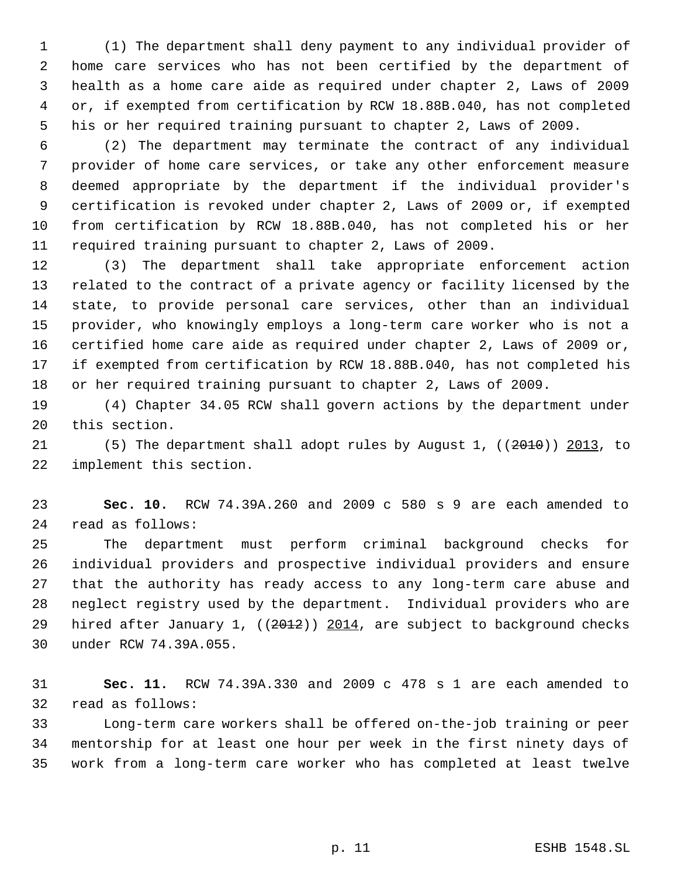(1) The department shall deny payment to any individual provider of home care services who has not been certified by the department of health as a home care aide as required under chapter 2, Laws of 2009 or, if exempted from certification by RCW 18.88B.040, has not completed his or her required training pursuant to chapter 2, Laws of 2009.

(2) The department may terminate the contract of any individual provider of home care services, or take any other enforcement measure deemed appropriate by the department if the individual provider's certification is revoked under chapter 2, Laws of 2009 or, if exempted from certification by RCW 18.88B.040, has not completed his or her required training pursuant to chapter 2, Laws of 2009.

(3) The department shall take appropriate enforcement action related to the contract of a private agency or facility licensed by the state, to provide personal care services, other than an individual provider, who knowingly employs a long-term care worker who is not a certified home care aide as required under chapter 2, Laws of 2009 or, if exempted from certification by RCW 18.88B.040, has not completed his or her required training pursuant to chapter 2, Laws of 2009.

(4) Chapter 34.05 RCW shall govern actions by the department under this section.

(5) The department shall adopt rules by August 1, ((~~2010~~)) <u>2013</u>, to implement this section.

**Sec. 10.** RCW 74.39A.260 and 2009 c 580 s 9 are each amended to read as follows:

The department must perform criminal background checks for individual providers and prospective individual providers and ensure that the authority has ready access to any long-term care abuse and neglect registry used by the department. Individual providers who are hired after January 1, ((~~2012~~)) <u>2014</u>, are subject to background checks under RCW 74.39A.055.

**Sec. 11.** RCW 74.39A.330 and 2009 c 478 s 1 are each amended to read as follows:

Long-term care workers shall be offered on-the-job training or peer mentorship for at least one hour per week in the first ninety days of work from a long-term care worker who has completed at least twelve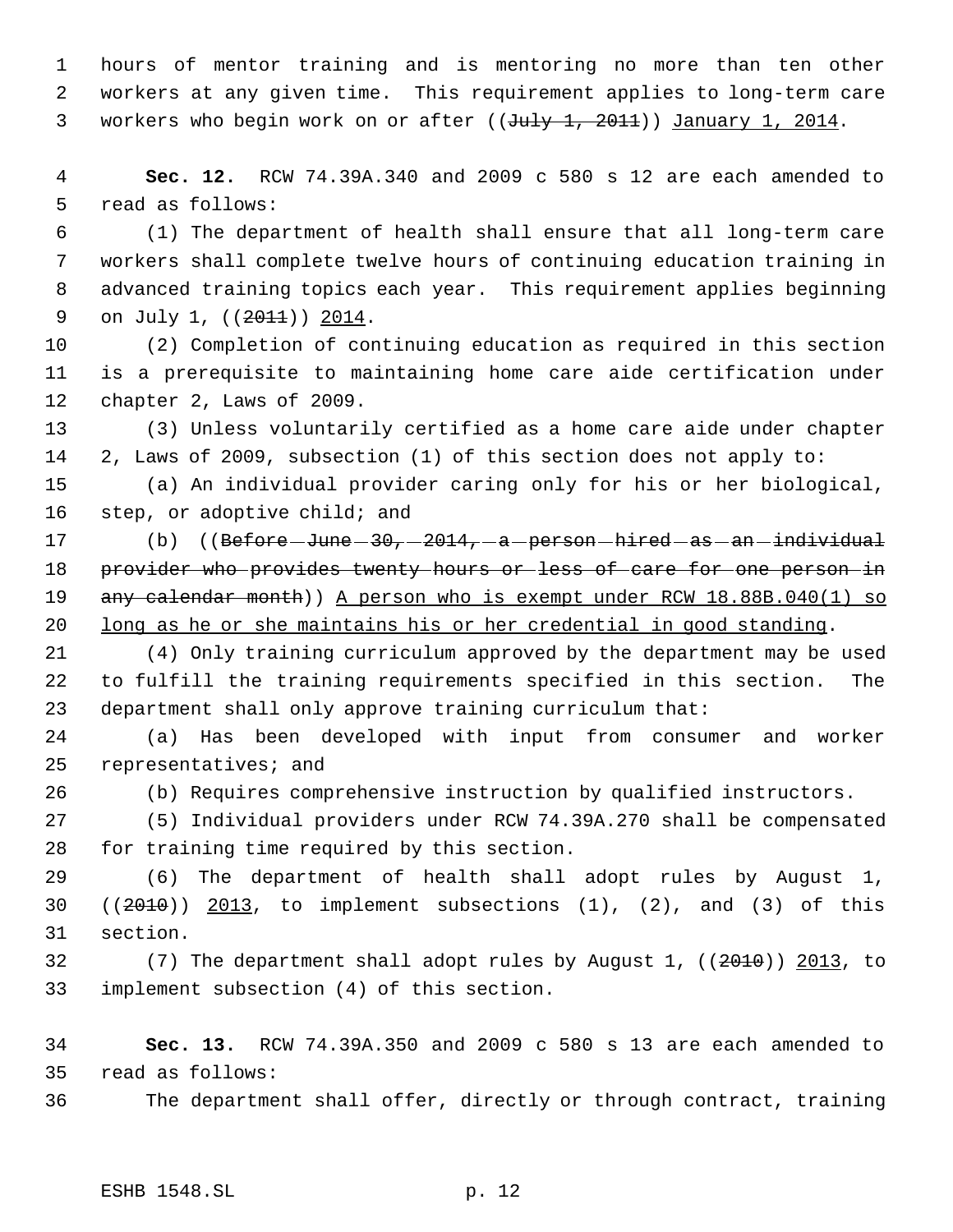hours of mentor training and is mentoring no more than ten other workers at any given time. This requirement applies to long-term care workers who begin work on or after ((~~July 1, 2011~~)) <u>January 1, 2014</u>.

**Sec. 12.** RCW 74.39A.340 and 2009 c 580 s 12 are each amended to read as follows:

(1) The department of health shall ensure that all long-term care workers shall complete twelve hours of continuing education training in advanced training topics each year. This requirement applies beginning on July 1, ((~~2011~~)) <u>2014</u>.

(2) Completion of continuing education as required in this section is a prerequisite to maintaining home care aide certification under chapter 2, Laws of 2009.

(3) Unless voluntarily certified as a home care aide under chapter 2, Laws of 2009, subsection (1) of this section does not apply to:

(a) An individual provider caring only for his or her biological, step, or adoptive child; and

(b) ((~~Before June 30, 2014, a person hired as an individual provider who provides twenty hours or less of care for one person in any calendar month~~)) <u>A person who is exempt under RCW 18.88B.040(1) so long as he or she maintains his or her credential in good standing</u>.

(4) Only training curriculum approved by the department may be used to fulfill the training requirements specified in this section. The department shall only approve training curriculum that:

(a) Has been developed with input from consumer and worker representatives; and

(b) Requires comprehensive instruction by qualified instructors.

(5) Individual providers under RCW 74.39A.270 shall be compensated for training time required by this section.

(6) The department of health shall adopt rules by August 1, ((~~2010~~)) <u>2013</u>, to implement subsections (1), (2), and (3) of this section.

(7) The department shall adopt rules by August 1, ((~~2010~~)) <u>2013</u>, to implement subsection (4) of this section.

**Sec. 13.** RCW 74.39A.350 and 2009 c 580 s 13 are each amended to read as follows:

The department shall offer, directly or through contract, training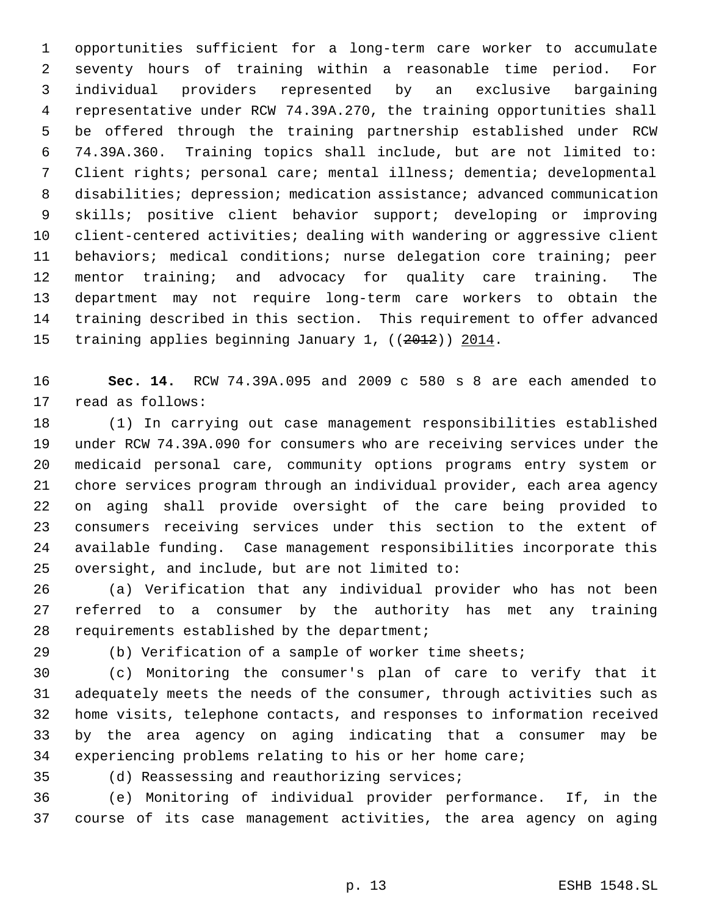opportunities sufficient for a long-term care worker to accumulate seventy hours of training within a reasonable time period. For individual providers represented by an exclusive bargaining representative under RCW 74.39A.270, the training opportunities shall be offered through the training partnership established under RCW 74.39A.360. Training topics shall include, but are not limited to: Client rights; personal care; mental illness; dementia; developmental disabilities; depression; medication assistance; advanced communication skills; positive client behavior support; developing or improving client-centered activities; dealing with wandering or aggressive client behaviors; medical conditions; nurse delegation core training; peer mentor training; and advocacy for quality care training. The department may not require long-term care workers to obtain the training described in this section. This requirement to offer advanced training applies beginning January 1, ((~~2012~~)) <u>2014</u>.

**Sec. 14.** RCW 74.39A.095 and 2009 c 580 s 8 are each amended to read as follows:

(1) In carrying out case management responsibilities established under RCW 74.39A.090 for consumers who are receiving services under the medicaid personal care, community options programs entry system or chore services program through an individual provider, each area agency on aging shall provide oversight of the care being provided to consumers receiving services under this section to the extent of available funding. Case management responsibilities incorporate this oversight, and include, but are not limited to:

(a) Verification that any individual provider who has not been referred to a consumer by the authority has met any training requirements established by the department;

(b) Verification of a sample of worker time sheets;

(c) Monitoring the consumer's plan of care to verify that it adequately meets the needs of the consumer, through activities such as home visits, telephone contacts, and responses to information received by the area agency on aging indicating that a consumer may be experiencing problems relating to his or her home care;

(d) Reassessing and reauthorizing services;

(e) Monitoring of individual provider performance. If, in the course of its case management activities, the area agency on aging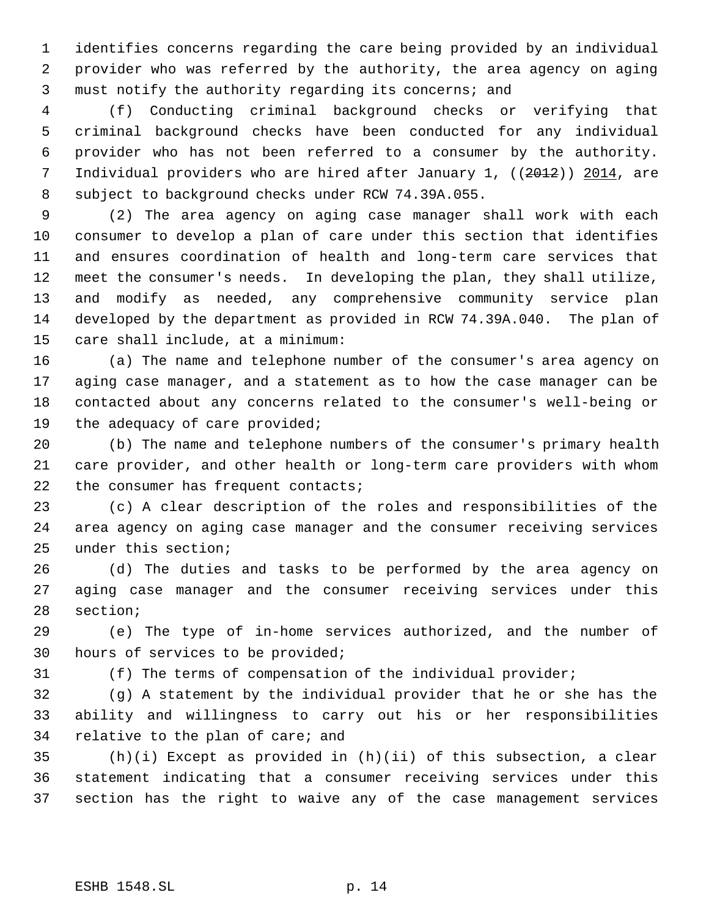identifies concerns regarding the care being provided by an individual provider who was referred by the authority, the area agency on aging must notify the authority regarding its concerns; and

(f) Conducting criminal background checks or verifying that criminal background checks have been conducted for any individual provider who has not been referred to a consumer by the authority. Individual providers who are hired after January 1, ((~~2012~~)) 2014, are subject to background checks under RCW 74.39A.055.

(2) The area agency on aging case manager shall work with each consumer to develop a plan of care under this section that identifies and ensures coordination of health and long-term care services that meet the consumer's needs. In developing the plan, they shall utilize, and modify as needed, any comprehensive community service plan developed by the department as provided in RCW 74.39A.040. The plan of care shall include, at a minimum:

(a) The name and telephone number of the consumer's area agency on aging case manager, and a statement as to how the case manager can be contacted about any concerns related to the consumer's well-being or the adequacy of care provided;

(b) The name and telephone numbers of the consumer's primary health care provider, and other health or long-term care providers with whom the consumer has frequent contacts;

(c) A clear description of the roles and responsibilities of the area agency on aging case manager and the consumer receiving services under this section;

(d) The duties and tasks to be performed by the area agency on aging case manager and the consumer receiving services under this section;

(e) The type of in-home services authorized, and the number of hours of services to be provided;

(f) The terms of compensation of the individual provider;

(g) A statement by the individual provider that he or she has the ability and willingness to carry out his or her responsibilities relative to the plan of care; and

(h)(i) Except as provided in (h)(ii) of this subsection, a clear statement indicating that a consumer receiving services under this section has the right to waive any of the case management services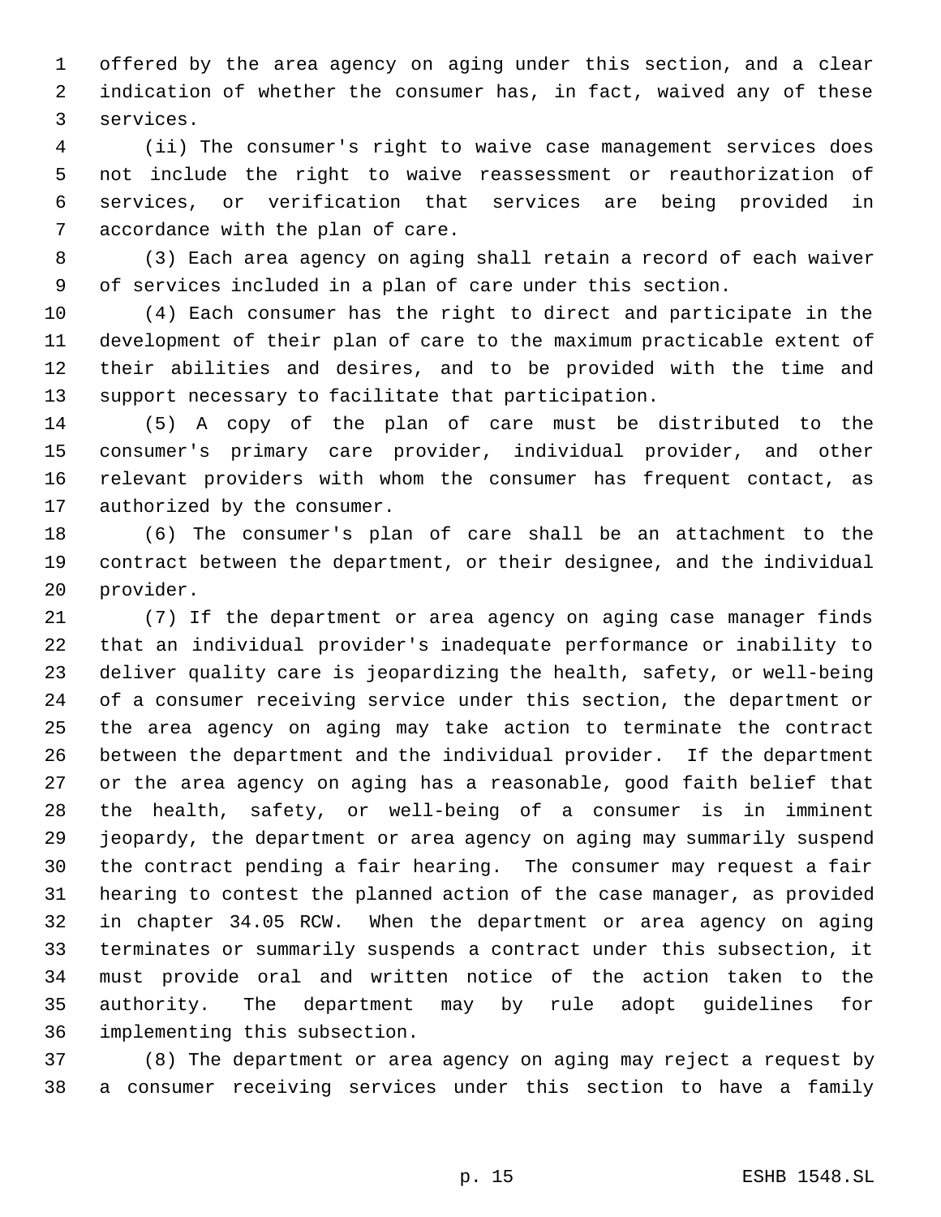offered by the area agency on aging under this section, and a clear indication of whether the consumer has, in fact, waived any of these services.

(ii) The consumer's right to waive case management services does not include the right to waive reassessment or reauthorization of services, or verification that services are being provided in accordance with the plan of care.

(3) Each area agency on aging shall retain a record of each waiver of services included in a plan of care under this section.

(4) Each consumer has the right to direct and participate in the development of their plan of care to the maximum practicable extent of their abilities and desires, and to be provided with the time and support necessary to facilitate that participation.

(5) A copy of the plan of care must be distributed to the consumer's primary care provider, individual provider, and other relevant providers with whom the consumer has frequent contact, as authorized by the consumer.

(6) The consumer's plan of care shall be an attachment to the contract between the department, or their designee, and the individual provider.

(7) If the department or area agency on aging case manager finds that an individual provider's inadequate performance or inability to deliver quality care is jeopardizing the health, safety, or well-being of a consumer receiving service under this section, the department or the area agency on aging may take action to terminate the contract between the department and the individual provider. If the department or the area agency on aging has a reasonable, good faith belief that the health, safety, or well-being of a consumer is in imminent jeopardy, the department or area agency on aging may summarily suspend the contract pending a fair hearing. The consumer may request a fair hearing to contest the planned action of the case manager, as provided in chapter 34.05 RCW. When the department or area agency on aging terminates or summarily suspends a contract under this subsection, it must provide oral and written notice of the action taken to the authority. The department may by rule adopt guidelines for implementing this subsection.

(8) The department or area agency on aging may reject a request by a consumer receiving services under this section to have a family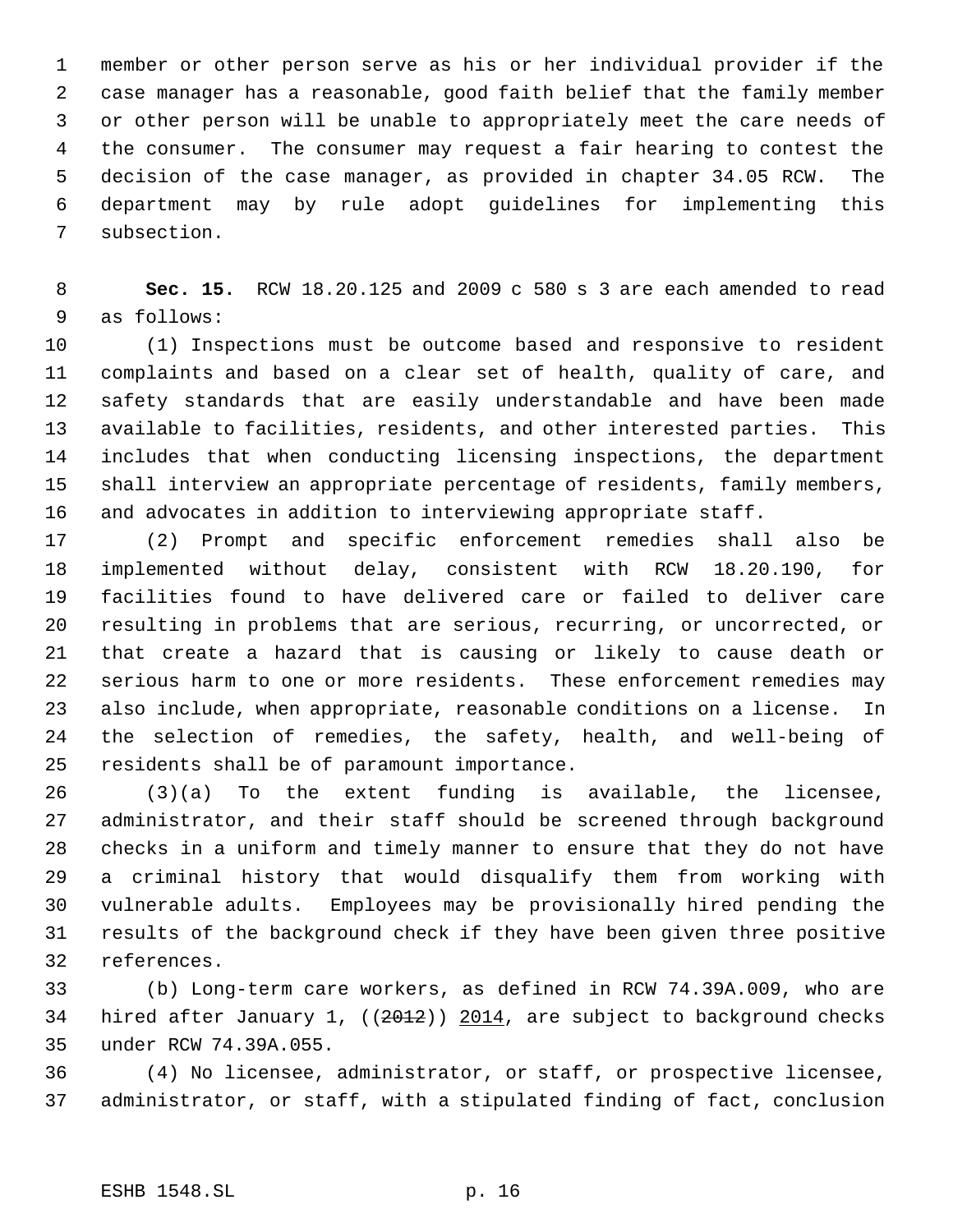member or other person serve as his or her individual provider if the case manager has a reasonable, good faith belief that the family member or other person will be unable to appropriately meet the care needs of the consumer. The consumer may request a fair hearing to contest the decision of the case manager, as provided in chapter 34.05 RCW. The department may by rule adopt guidelines for implementing this subsection.

**Sec. 15.** RCW 18.20.125 and 2009 c 580 s 3 are each amended to read as follows:

(1) Inspections must be outcome based and responsive to resident complaints and based on a clear set of health, quality of care, and safety standards that are easily understandable and have been made available to facilities, residents, and other interested parties. This includes that when conducting licensing inspections, the department shall interview an appropriate percentage of residents, family members, and advocates in addition to interviewing appropriate staff.

(2) Prompt and specific enforcement remedies shall also be implemented without delay, consistent with RCW 18.20.190, for facilities found to have delivered care or failed to deliver care resulting in problems that are serious, recurring, or uncorrected, or that create a hazard that is causing or likely to cause death or serious harm to one or more residents. These enforcement remedies may also include, when appropriate, reasonable conditions on a license. In the selection of remedies, the safety, health, and well-being of residents shall be of paramount importance.

(3)(a) To the extent funding is available, the licensee, administrator, and their staff should be screened through background checks in a uniform and timely manner to ensure that they do not have a criminal history that would disqualify them from working with vulnerable adults. Employees may be provisionally hired pending the results of the background check if they have been given three positive references.

(b) Long-term care workers, as defined in RCW 74.39A.009, who are hired after January 1, ((~~2012~~)) <u>2014</u>, are subject to background checks under RCW 74.39A.055.

(4) No licensee, administrator, or staff, or prospective licensee, administrator, or staff, with a stipulated finding of fact, conclusion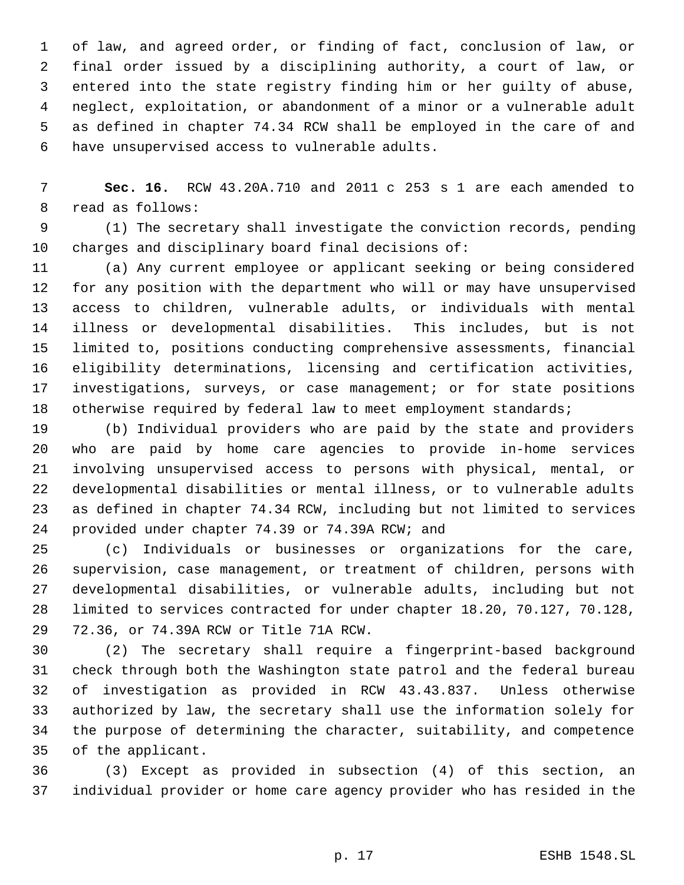of law, and agreed order, or finding of fact, conclusion of law, or final order issued by a disciplining authority, a court of law, or entered into the state registry finding him or her guilty of abuse, neglect, exploitation, or abandonment of a minor or a vulnerable adult as defined in chapter 74.34 RCW shall be employed in the care of and have unsupervised access to vulnerable adults.

**Sec. 16.** RCW 43.20A.710 and 2011 c 253 s 1 are each amended to read as follows:

(1) The secretary shall investigate the conviction records, pending charges and disciplinary board final decisions of:

(a) Any current employee or applicant seeking or being considered for any position with the department who will or may have unsupervised access to children, vulnerable adults, or individuals with mental illness or developmental disabilities. This includes, but is not limited to, positions conducting comprehensive assessments, financial eligibility determinations, licensing and certification activities, investigations, surveys, or case management; or for state positions otherwise required by federal law to meet employment standards;

(b) Individual providers who are paid by the state and providers who are paid by home care agencies to provide in-home services involving unsupervised access to persons with physical, mental, or developmental disabilities or mental illness, or to vulnerable adults as defined in chapter 74.34 RCW, including but not limited to services provided under chapter 74.39 or 74.39A RCW; and

(c) Individuals or businesses or organizations for the care, supervision, case management, or treatment of children, persons with developmental disabilities, or vulnerable adults, including but not limited to services contracted for under chapter 18.20, 70.127, 70.128, 72.36, or 74.39A RCW or Title 71A RCW.

(2) The secretary shall require a fingerprint-based background check through both the Washington state patrol and the federal bureau of investigation as provided in RCW 43.43.837. Unless otherwise authorized by law, the secretary shall use the information solely for the purpose of determining the character, suitability, and competence of the applicant.

(3) Except as provided in subsection (4) of this section, an individual provider or home care agency provider who has resided in the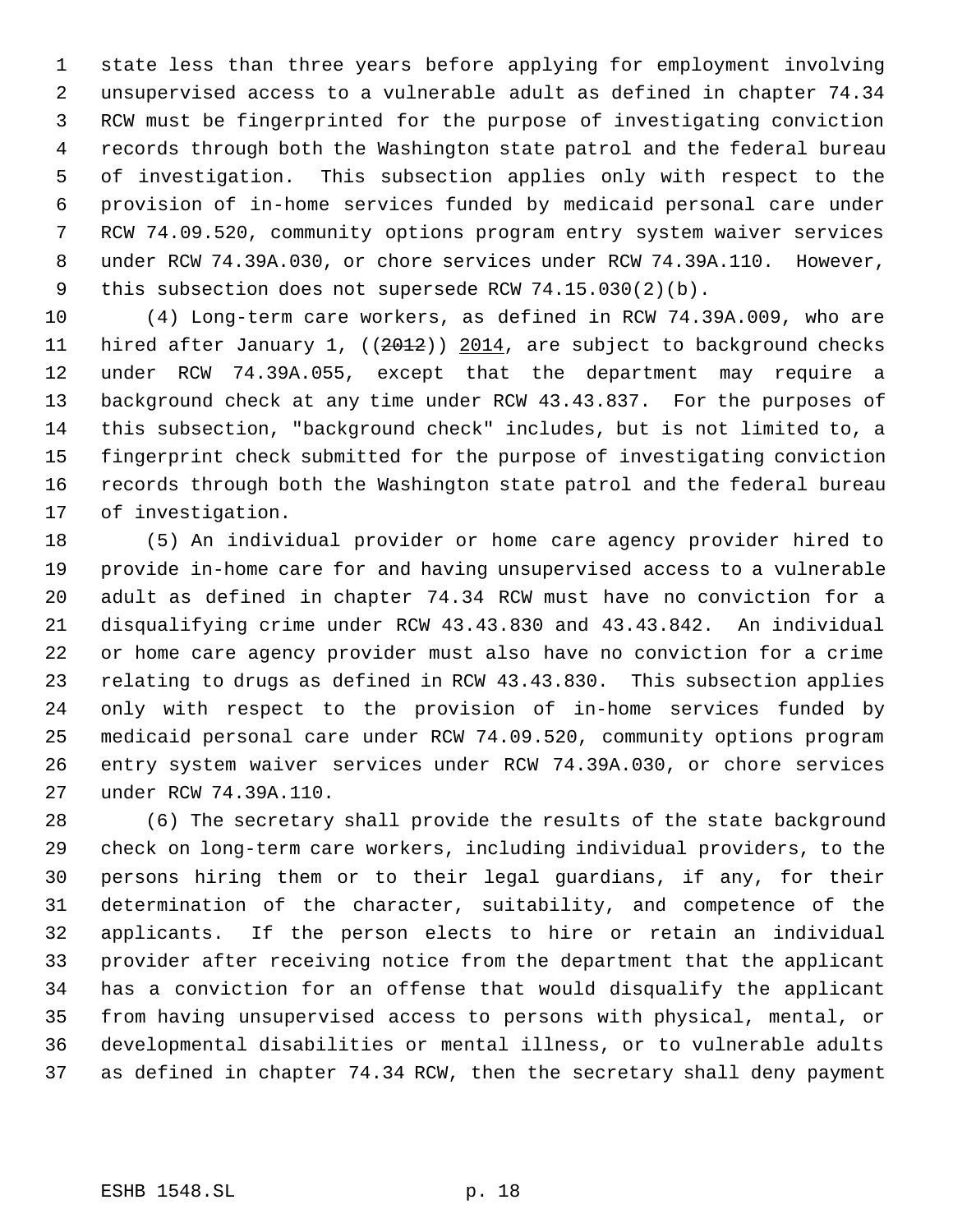state less than three years before applying for employment involving unsupervised access to a vulnerable adult as defined in chapter 74.34 RCW must be fingerprinted for the purpose of investigating conviction records through both the Washington state patrol and the federal bureau of investigation. This subsection applies only with respect to the provision of in-home services funded by medicaid personal care under RCW 74.09.520, community options program entry system waiver services under RCW 74.39A.030, or chore services under RCW 74.39A.110. However, this subsection does not supersede RCW 74.15.030(2)(b).

(4) Long-term care workers, as defined in RCW 74.39A.009, who are hired after January 1, ((~~2012~~)) <u>2014</u>, are subject to background checks under RCW 74.39A.055, except that the department may require a background check at any time under RCW 43.43.837. For the purposes of this subsection, "background check" includes, but is not limited to, a fingerprint check submitted for the purpose of investigating conviction records through both the Washington state patrol and the federal bureau of investigation.

(5) An individual provider or home care agency provider hired to provide in-home care for and having unsupervised access to a vulnerable adult as defined in chapter 74.34 RCW must have no conviction for a disqualifying crime under RCW 43.43.830 and 43.43.842. An individual or home care agency provider must also have no conviction for a crime relating to drugs as defined in RCW 43.43.830. This subsection applies only with respect to the provision of in-home services funded by medicaid personal care under RCW 74.09.520, community options program entry system waiver services under RCW 74.39A.030, or chore services under RCW 74.39A.110.

(6) The secretary shall provide the results of the state background check on long-term care workers, including individual providers, to the persons hiring them or to their legal guardians, if any, for their determination of the character, suitability, and competence of the applicants. If the person elects to hire or retain an individual provider after receiving notice from the department that the applicant has a conviction for an offense that would disqualify the applicant from having unsupervised access to persons with physical, mental, or developmental disabilities or mental illness, or to vulnerable adults as defined in chapter 74.34 RCW, then the secretary shall deny payment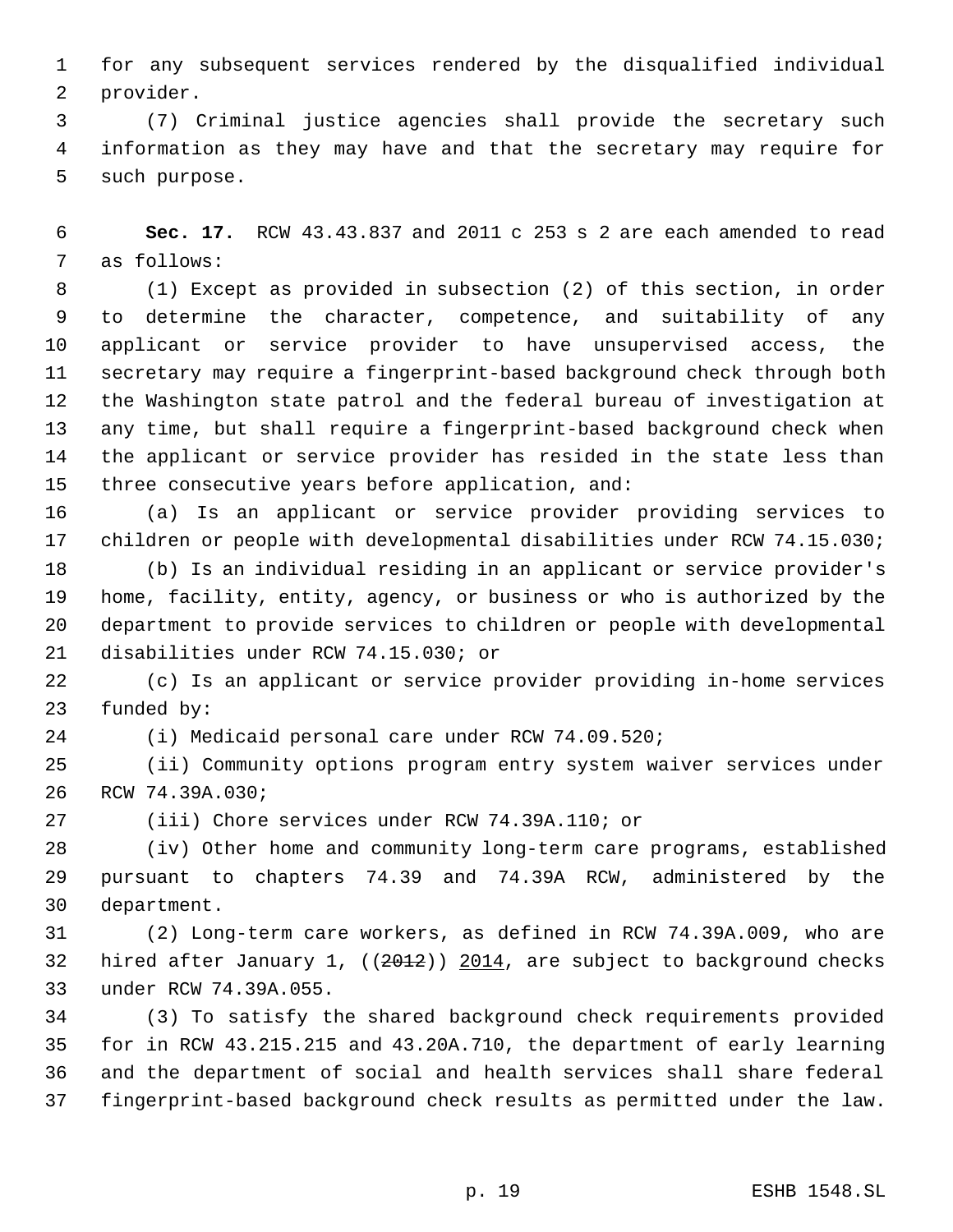for any subsequent services rendered by the disqualified individual provider.

(7) Criminal justice agencies shall provide the secretary such information as they may have and that the secretary may require for such purpose.

**Sec. 17.** RCW 43.43.837 and 2011 c 253 s 2 are each amended to read as follows:

(1) Except as provided in subsection (2) of this section, in order to determine the character, competence, and suitability of any applicant or service provider to have unsupervised access, the secretary may require a fingerprint-based background check through both the Washington state patrol and the federal bureau of investigation at any time, but shall require a fingerprint-based background check when the applicant or service provider has resided in the state less than three consecutive years before application, and:

(a) Is an applicant or service provider providing services to children or people with developmental disabilities under RCW 74.15.030;

(b) Is an individual residing in an applicant or service provider's home, facility, entity, agency, or business or who is authorized by the department to provide services to children or people with developmental disabilities under RCW 74.15.030; or

(c) Is an applicant or service provider providing in-home services funded by:

(i) Medicaid personal care under RCW 74.09.520;

(ii) Community options program entry system waiver services under RCW 74.39A.030;

(iii) Chore services under RCW 74.39A.110; or

(iv) Other home and community long-term care programs, established pursuant to chapters 74.39 and 74.39A RCW, administered by the department.

(2) Long-term care workers, as defined in RCW 74.39A.009, who are hired after January 1, ((~~2012~~)) <u>2014</u>, are subject to background checks under RCW 74.39A.055.

(3) To satisfy the shared background check requirements provided for in RCW 43.215.215 and 43.20A.710, the department of early learning and the department of social and health services shall share federal fingerprint-based background check results as permitted under the law.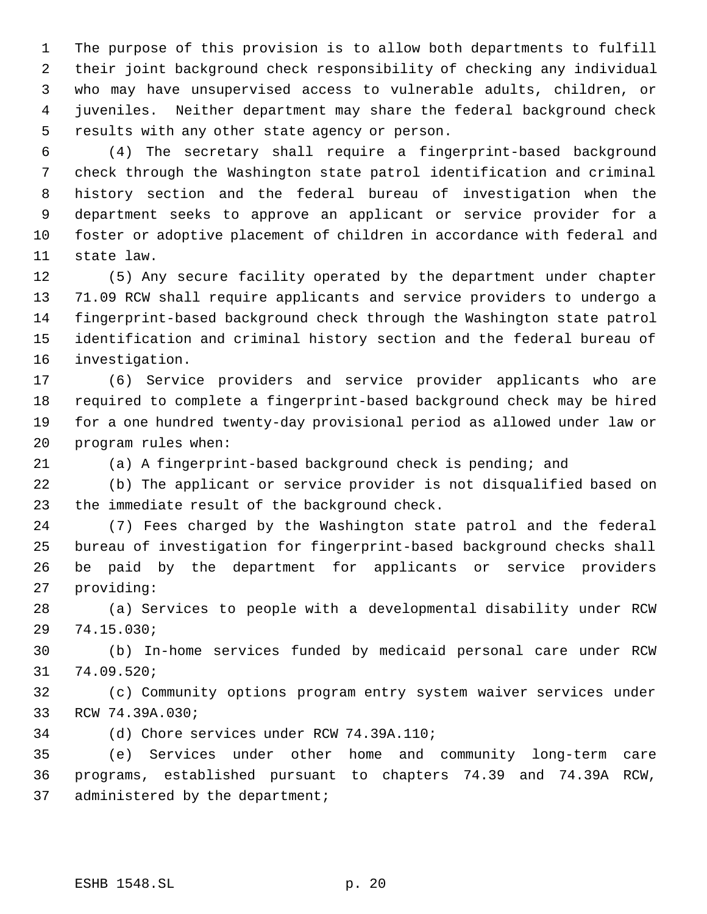The purpose of this provision is to allow both departments to fulfill their joint background check responsibility of checking any individual who may have unsupervised access to vulnerable adults, children, or juveniles. Neither department may share the federal background check results with any other state agency or person.

(4) The secretary shall require a fingerprint-based background check through the Washington state patrol identification and criminal history section and the federal bureau of investigation when the department seeks to approve an applicant or service provider for a foster or adoptive placement of children in accordance with federal and state law.

(5) Any secure facility operated by the department under chapter 71.09 RCW shall require applicants and service providers to undergo a fingerprint-based background check through the Washington state patrol identification and criminal history section and the federal bureau of investigation.

(6) Service providers and service provider applicants who are required to complete a fingerprint-based background check may be hired for a one hundred twenty-day provisional period as allowed under law or program rules when:

(a) A fingerprint-based background check is pending; and

(b) The applicant or service provider is not disqualified based on the immediate result of the background check.

(7) Fees charged by the Washington state patrol and the federal bureau of investigation for fingerprint-based background checks shall be paid by the department for applicants or service providers providing:

(a) Services to people with a developmental disability under RCW 74.15.030;

(b) In-home services funded by medicaid personal care under RCW 74.09.520;

(c) Community options program entry system waiver services under RCW 74.39A.030;

(d) Chore services under RCW 74.39A.110;

(e) Services under other home and community long-term care programs, established pursuant to chapters 74.39 and 74.39A RCW, administered by the department;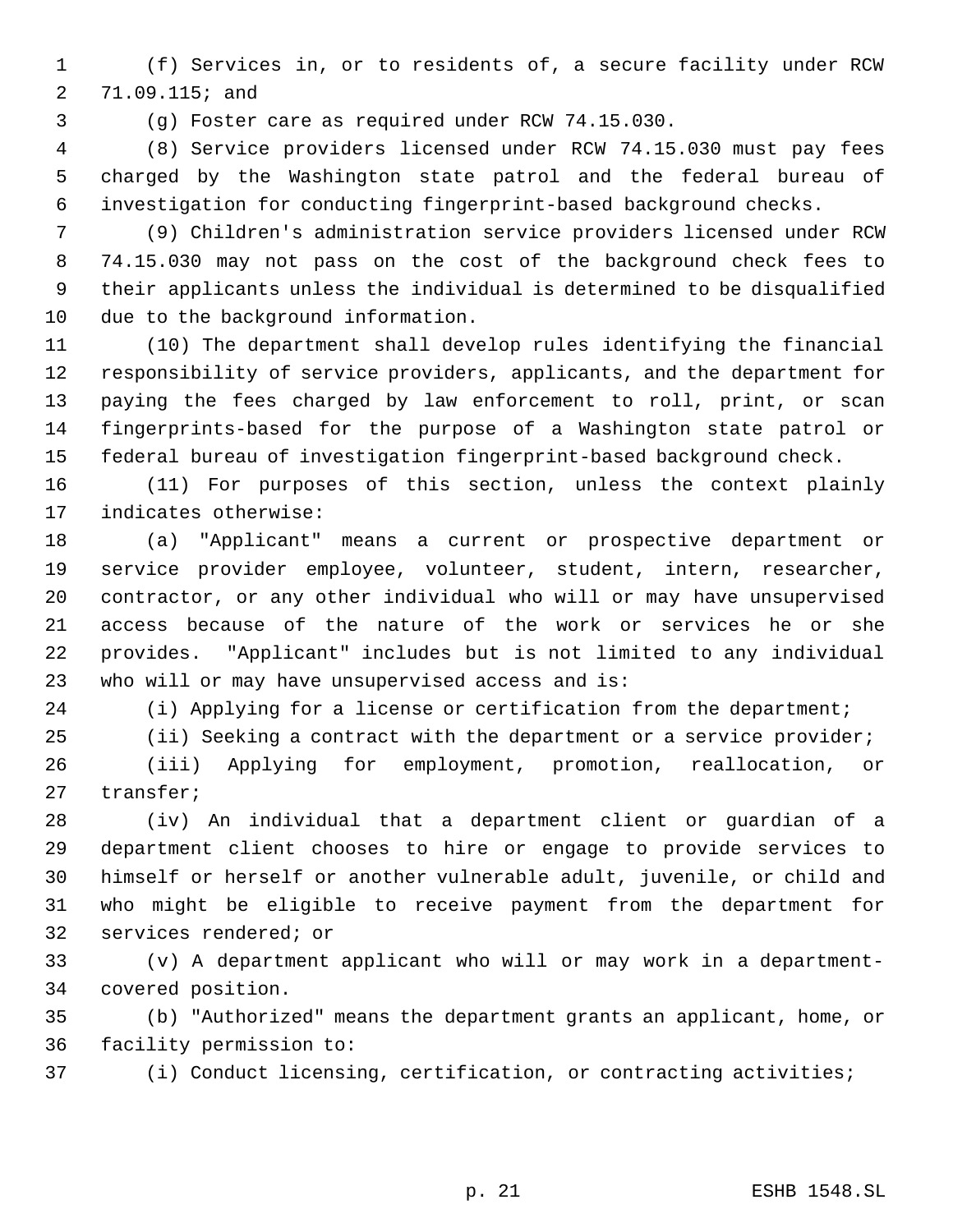(f) Services in, or to residents of, a secure facility under RCW 71.09.115; and

(g) Foster care as required under RCW 74.15.030.

(8) Service providers licensed under RCW 74.15.030 must pay fees charged by the Washington state patrol and the federal bureau of investigation for conducting fingerprint-based background checks.

(9) Children's administration service providers licensed under RCW 74.15.030 may not pass on the cost of the background check fees to their applicants unless the individual is determined to be disqualified due to the background information.

(10) The department shall develop rules identifying the financial responsibility of service providers, applicants, and the department for paying the fees charged by law enforcement to roll, print, or scan fingerprints-based for the purpose of a Washington state patrol or federal bureau of investigation fingerprint-based background check.

(11) For purposes of this section, unless the context plainly indicates otherwise:

(a) "Applicant" means a current or prospective department or service provider employee, volunteer, student, intern, researcher, contractor, or any other individual who will or may have unsupervised access because of the nature of the work or services he or she provides. "Applicant" includes but is not limited to any individual who will or may have unsupervised access and is:

(i) Applying for a license or certification from the department;

(ii) Seeking a contract with the department or a service provider;

(iii) Applying for employment, promotion, reallocation, or transfer;

(iv) An individual that a department client or guardian of a department client chooses to hire or engage to provide services to himself or herself or another vulnerable adult, juvenile, or child and who might be eligible to receive payment from the department for services rendered; or

(v) A department applicant who will or may work in a department-covered position.

(b) "Authorized" means the department grants an applicant, home, or facility permission to:

(i) Conduct licensing, certification, or contracting activities;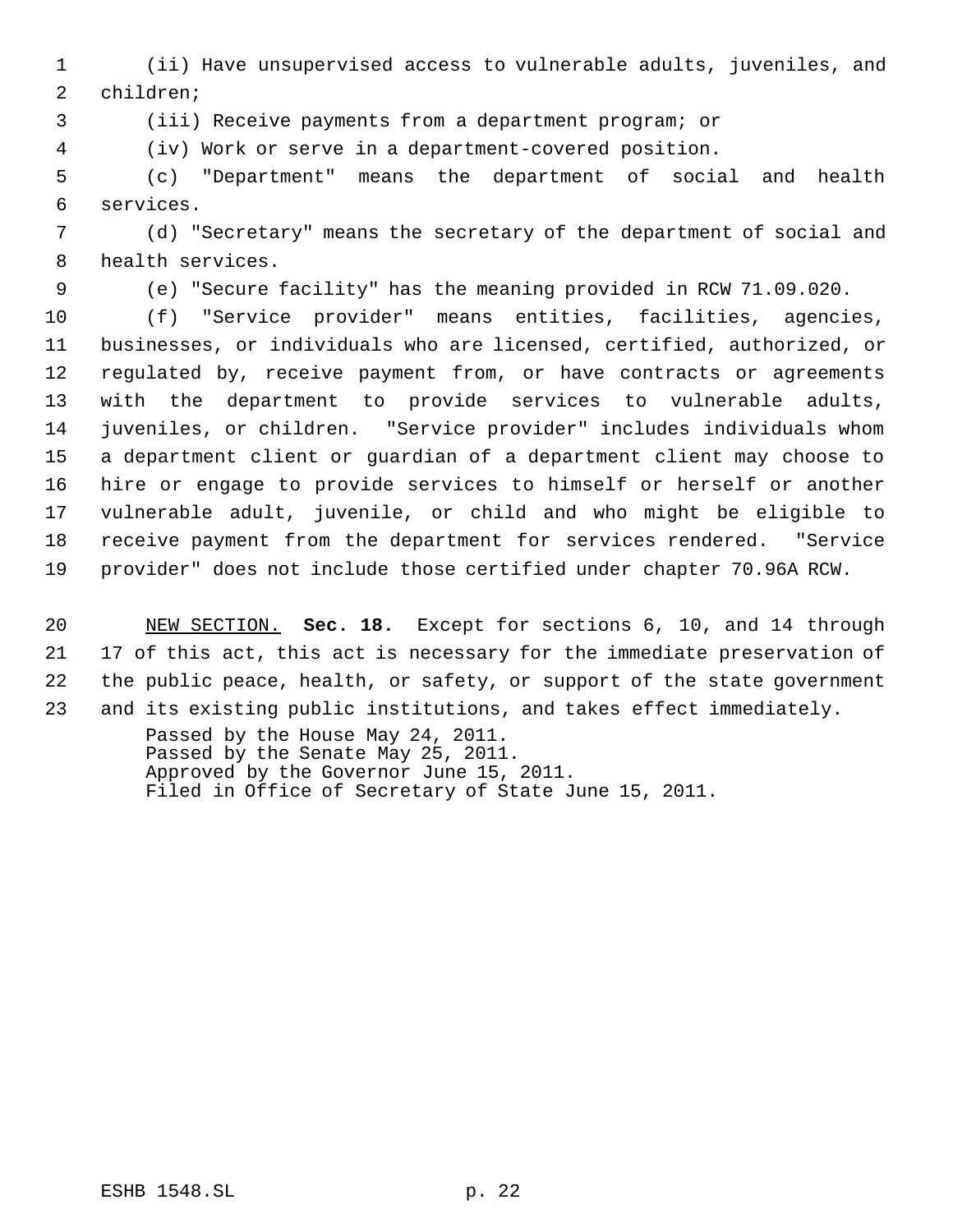(ii) Have unsupervised access to vulnerable adults, juveniles, and children;

(iii) Receive payments from a department program; or

(iv) Work or serve in a department-covered position.

(c) "Department" means the department of social and health services.

(d) "Secretary" means the secretary of the department of social and health services.

(e) "Secure facility" has the meaning provided in RCW 71.09.020.

(f) "Service provider" means entities, facilities, agencies, businesses, or individuals who are licensed, certified, authorized, or regulated by, receive payment from, or have contracts or agreements with the department to provide services to vulnerable adults, juveniles, or children. "Service provider" includes individuals whom a department client or guardian of a department client may choose to hire or engage to provide services to himself or herself or another vulnerable adult, juvenile, or child and who might be eligible to receive payment from the department for services rendered. "Service provider" does not include those certified under chapter 70.96A RCW.

NEW SECTION. **Sec. 18.** Except for sections 6, 10, and 14 through 17 of this act, this act is necessary for the immediate preservation of the public peace, health, or safety, or support of the state government and its existing public institutions, and takes effect immediately.

Passed by the House May 24, 2011.
Passed by the Senate May 25, 2011.
Approved by the Governor June 15, 2011.
Filed in Office of Secretary of State June 15, 2011.